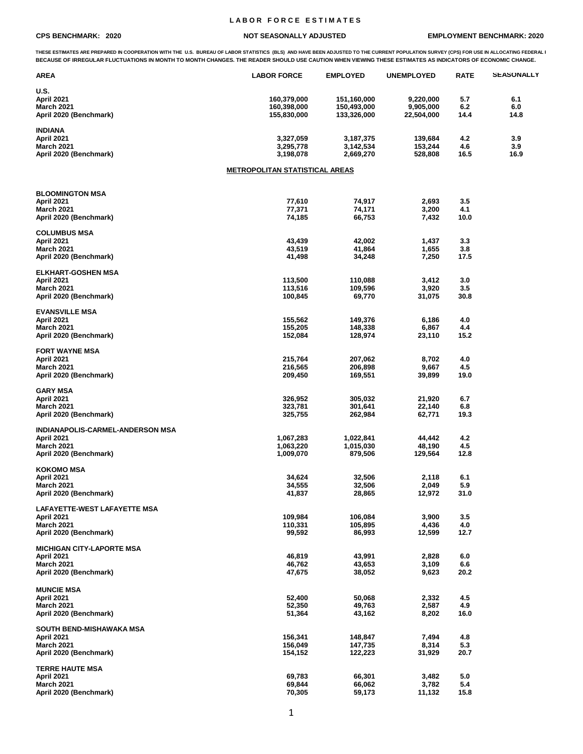# LABOR FORCE ESTIMATES

**CPS BENCHMARK: 2020** | **NOT SEASONALLY ADJUSTED** | **EMPLOYMENT BENCHMARK: 2020**

THESE ESTIMATES ARE PREPARED IN COOPERATION WITH THE U.S. BUREAU OF LABOR STATISTICS (BLS) AND HAVE BEEN ADJUSTED TO THE CURRENT POPULATION SURVEY (CPS) FOR USE IN ALLOCATING FEDERAL I BECAUSE OF IRREGULAR FLUCTUATIONS IN MONTH TO MONTH CHANGES. THE READER SHOULD USE CAUTION WHEN VIEWING THESE ESTIMATES AS INDICATORS OF ECONOMIC CHANGE.

| AREA | LABOR FORCE | EMPLOYED | UNEMPLOYED | RATE | SEASONALLY |
|---|---|---|---|---|---|
| **U.S.** | | | | | |
| April 2021 | 160,379,000 | 151,160,000 | 9,220,000 | 5.7 | 6.1 |
| March 2021 | 160,398,000 | 150,493,000 | 9,905,000 | 6.2 | 6.0 |
| April 2020 (Benchmark) | 155,830,000 | 133,326,000 | 22,504,000 | 14.4 | 14.8 |
| **INDIANA** | | | | | |
| April 2021 | 3,327,059 | 3,187,375 | 139,684 | 4.2 | 3.9 |
| March 2021 | 3,295,778 | 3,142,534 | 153,244 | 4.6 | 3.9 |
| April 2020 (Benchmark) | 3,198,078 | 2,669,270 | 528,808 | 16.5 | 16.9 |

## METROPOLITAN STATISTICAL AREAS

| AREA | LABOR FORCE | EMPLOYED | UNEMPLOYED | RATE |
|---|---|---|---|---|
| **BLOOMINGTON MSA** | | | | |
| April 2021 | 77,610 | 74,917 | 2,693 | 3.5 |
| March 2021 | 77,371 | 74,171 | 3,200 | 4.1 |
| April 2020 (Benchmark) | 74,185 | 66,753 | 7,432 | 10.0 |
| **COLUMBUS MSA** | | | | |
| April 2021 | 43,439 | 42,002 | 1,437 | 3.3 |
| March 2021 | 43,519 | 41,864 | 1,655 | 3.8 |
| April 2020 (Benchmark) | 41,498 | 34,248 | 7,250 | 17.5 |
| **ELKHART-GOSHEN MSA** | | | | |
| April 2021 | 113,500 | 110,088 | 3,412 | 3.0 |
| March 2021 | 113,516 | 109,596 | 3,920 | 3.5 |
| April 2020 (Benchmark) | 100,845 | 69,770 | 31,075 | 30.8 |
| **EVANSVILLE MSA** | | | | |
| April 2021 | 155,562 | 149,376 | 6,186 | 4.0 |
| March 2021 | 155,205 | 148,338 | 6,867 | 4.4 |
| April 2020 (Benchmark) | 152,084 | 128,974 | 23,110 | 15.2 |
| **FORT WAYNE MSA** | | | | |
| April 2021 | 215,764 | 207,062 | 8,702 | 4.0 |
| March 2021 | 216,565 | 206,898 | 9,667 | 4.5 |
| April 2020 (Benchmark) | 209,450 | 169,551 | 39,899 | 19.0 |
| **GARY MSA** | | | | |
| April 2021 | 326,952 | 305,032 | 21,920 | 6.7 |
| March 2021 | 323,781 | 301,641 | 22,140 | 6.8 |
| April 2020 (Benchmark) | 325,755 | 262,984 | 62,771 | 19.3 |
| **INDIANAPOLIS-CARMEL-ANDERSON MSA** | | | | |
| April 2021 | 1,067,283 | 1,022,841 | 44,442 | 4.2 |
| March 2021 | 1,063,220 | 1,015,030 | 48,190 | 4.5 |
| April 2020 (Benchmark) | 1,009,070 | 879,506 | 129,564 | 12.8 |
| **KOKOMO MSA** | | | | |
| April 2021 | 34,624 | 32,506 | 2,118 | 6.1 |
| March 2021 | 34,555 | 32,506 | 2,049 | 5.9 |
| April 2020 (Benchmark) | 41,837 | 28,865 | 12,972 | 31.0 |
| **LAFAYETTE-WEST LAFAYETTE MSA** | | | | |
| April 2021 | 109,984 | 106,084 | 3,900 | 3.5 |
| March 2021 | 110,331 | 105,895 | 4,436 | 4.0 |
| April 2020 (Benchmark) | 99,592 | 86,993 | 12,599 | 12.7 |
| **MICHIGAN CITY-LAPORTE MSA** | | | | |
| April 2021 | 46,819 | 43,991 | 2,828 | 6.0 |
| March 2021 | 46,762 | 43,653 | 3,109 | 6.6 |
| April 2020 (Benchmark) | 47,675 | 38,052 | 9,623 | 20.2 |
| **MUNCIE MSA** | | | | |
| April 2021 | 52,400 | 50,068 | 2,332 | 4.5 |
| March 2021 | 52,350 | 49,763 | 2,587 | 4.9 |
| April 2020 (Benchmark) | 51,364 | 43,162 | 8,202 | 16.0 |
| **SOUTH BEND-MISHAWAKA MSA** | | | | |
| April 2021 | 156,341 | 148,847 | 7,494 | 4.8 |
| March 2021 | 156,049 | 147,735 | 8,314 | 5.3 |
| April 2020 (Benchmark) | 154,152 | 122,223 | 31,929 | 20.7 |
| **TERRE HAUTE MSA** | | | | |
| April 2021 | 69,783 | 66,301 | 3,482 | 5.0 |
| March 2021 | 69,844 | 66,062 | 3,782 | 5.4 |
| April 2020 (Benchmark) | 70,305 | 59,173 | 11,132 | 15.8 |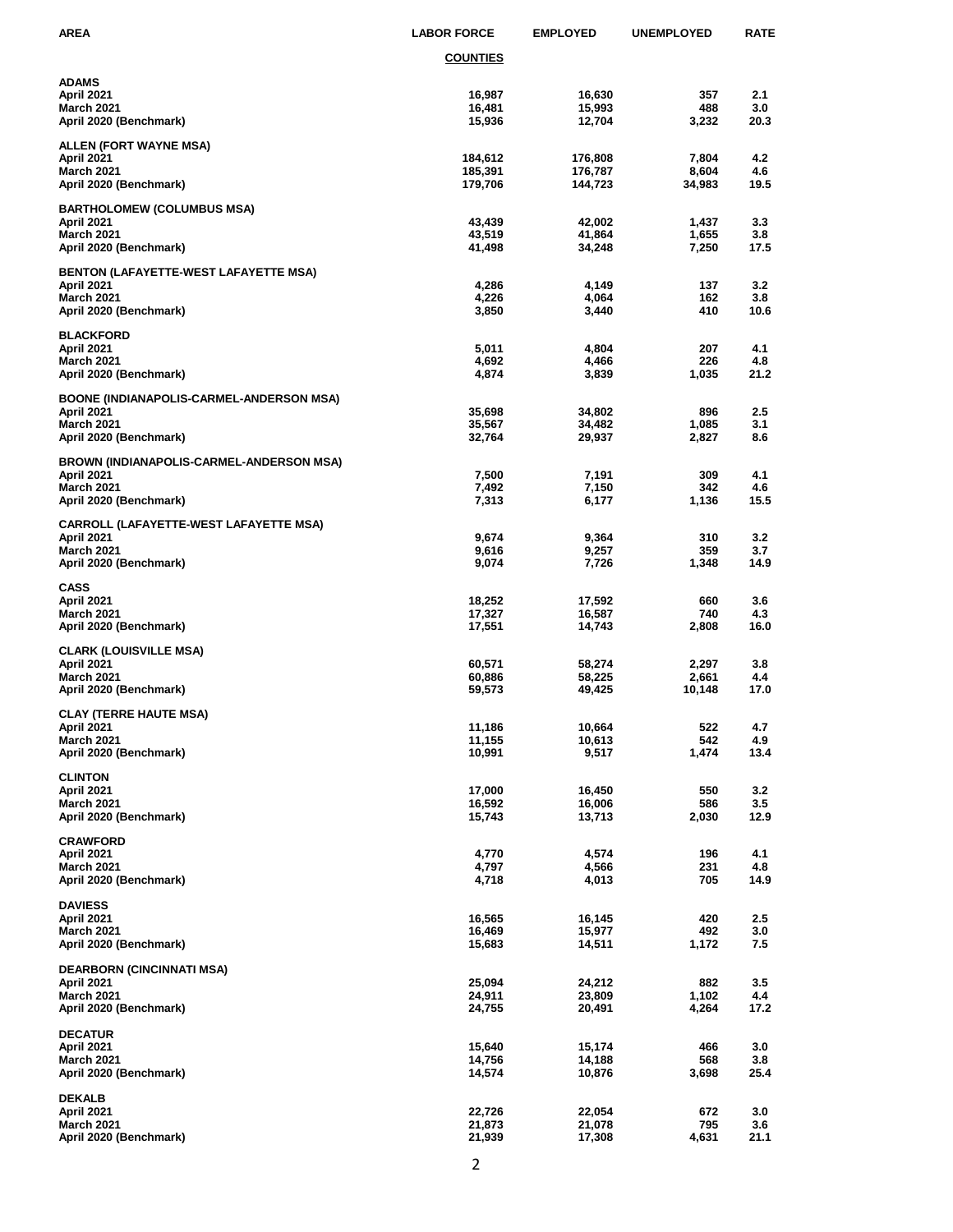| AREA | LABOR FORCE | EMPLOYED | UNEMPLOYED | RATE |
|---|---|---|---|---|
| | **COUNTIES** | | | |
| **ADAMS** | | | | |
| April 2021 | 16,987 | 16,630 | 357 | 2.1 |
| March 2021 | 16,481 | 15,993 | 488 | 3.0 |
| April 2020 (Benchmark) | 15,936 | 12,704 | 3,232 | 20.3 |
| **ALLEN (FORT WAYNE MSA)** | | | | |
| April 2021 | 184,612 | 176,808 | 7,804 | 4.2 |
| March 2021 | 185,391 | 176,787 | 8,604 | 4.6 |
| April 2020 (Benchmark) | 179,706 | 144,723 | 34,983 | 19.5 |
| **BARTHOLOMEW (COLUMBUS MSA)** | | | | |
| April 2021 | 43,439 | 42,002 | 1,437 | 3.3 |
| March 2021 | 43,519 | 41,864 | 1,655 | 3.8 |
| April 2020 (Benchmark) | 41,498 | 34,248 | 7,250 | 17.5 |
| **BENTON (LAFAYETTE-WEST LAFAYETTE MSA)** | | | | |
| April 2021 | 4,286 | 4,149 | 137 | 3.2 |
| March 2021 | 4,226 | 4,064 | 162 | 3.8 |
| April 2020 (Benchmark) | 3,850 | 3,440 | 410 | 10.6 |
| **BLACKFORD** | | | | |
| April 2021 | 5,011 | 4,804 | 207 | 4.1 |
| March 2021 | 4,692 | 4,466 | 226 | 4.8 |
| April 2020 (Benchmark) | 4,874 | 3,839 | 1,035 | 21.2 |
| **BOONE (INDIANAPOLIS-CARMEL-ANDERSON MSA)** | | | | |
| April 2021 | 35,698 | 34,802 | 896 | 2.5 |
| March 2021 | 35,567 | 34,482 | 1,085 | 3.1 |
| April 2020 (Benchmark) | 32,764 | 29,937 | 2,827 | 8.6 |
| **BROWN (INDIANAPOLIS-CARMEL-ANDERSON MSA)** | | | | |
| April 2021 | 7,500 | 7,191 | 309 | 4.1 |
| March 2021 | 7,492 | 7,150 | 342 | 4.6 |
| April 2020 (Benchmark) | 7,313 | 6,177 | 1,136 | 15.5 |
| **CARROLL (LAFAYETTE-WEST LAFAYETTE MSA)** | | | | |
| April 2021 | 9,674 | 9,364 | 310 | 3.2 |
| March 2021 | 9,616 | 9,257 | 359 | 3.7 |
| April 2020 (Benchmark) | 9,074 | 7,726 | 1,348 | 14.9 |
| **CASS** | | | | |
| April 2021 | 18,252 | 17,592 | 660 | 3.6 |
| March 2021 | 17,327 | 16,587 | 740 | 4.3 |
| April 2020 (Benchmark) | 17,551 | 14,743 | 2,808 | 16.0 |
| **CLARK (LOUISVILLE MSA)** | | | | |
| April 2021 | 60,571 | 58,274 | 2,297 | 3.8 |
| March 2021 | 60,886 | 58,225 | 2,661 | 4.4 |
| April 2020 (Benchmark) | 59,573 | 49,425 | 10,148 | 17.0 |
| **CLAY (TERRE HAUTE MSA)** | | | | |
| April 2021 | 11,186 | 10,664 | 522 | 4.7 |
| March 2021 | 11,155 | 10,613 | 542 | 4.9 |
| April 2020 (Benchmark) | 10,991 | 9,517 | 1,474 | 13.4 |
| **CLINTON** | | | | |
| April 2021 | 17,000 | 16,450 | 550 | 3.2 |
| March 2021 | 16,592 | 16,006 | 586 | 3.5 |
| April 2020 (Benchmark) | 15,743 | 13,713 | 2,030 | 12.9 |
| **CRAWFORD** | | | | |
| April 2021 | 4,770 | 4,574 | 196 | 4.1 |
| March 2021 | 4,797 | 4,566 | 231 | 4.8 |
| April 2020 (Benchmark) | 4,718 | 4,013 | 705 | 14.9 |
| **DAVIESS** | | | | |
| April 2021 | 16,565 | 16,145 | 420 | 2.5 |
| March 2021 | 16,469 | 15,977 | 492 | 3.0 |
| April 2020 (Benchmark) | 15,683 | 14,511 | 1,172 | 7.5 |
| **DEARBORN (CINCINNATI MSA)** | | | | |
| April 2021 | 25,094 | 24,212 | 882 | 3.5 |
| March 2021 | 24,911 | 23,809 | 1,102 | 4.4 |
| April 2020 (Benchmark) | 24,755 | 20,491 | 4,264 | 17.2 |
| **DECATUR** | | | | |
| April 2021 | 15,640 | 15,174 | 466 | 3.0 |
| March 2021 | 14,756 | 14,188 | 568 | 3.8 |
| April 2020 (Benchmark) | 14,574 | 10,876 | 3,698 | 25.4 |
| **DEKALB** | | | | |
| April 2021 | 22,726 | 22,054 | 672 | 3.0 |
| March 2021 | 21,873 | 21,078 | 795 | 3.6 |
| April 2020 (Benchmark) | 21,939 | 17,308 | 4,631 | 21.1 |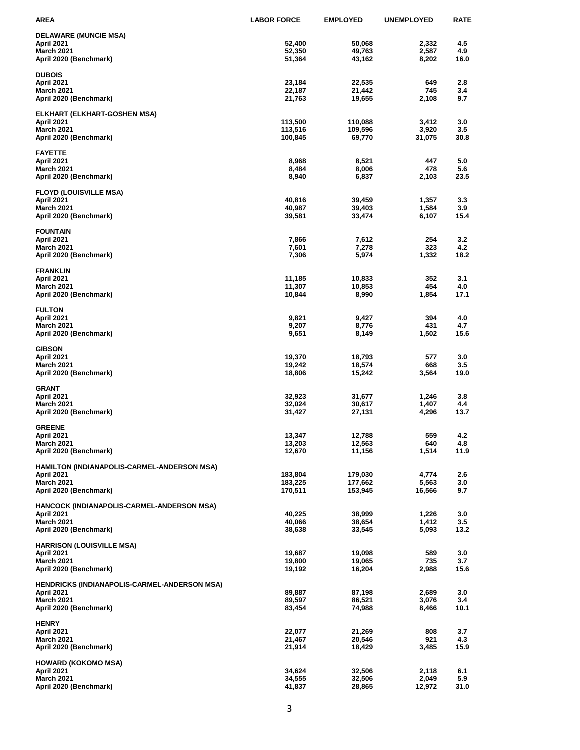| AREA | LABOR FORCE | EMPLOYED | UNEMPLOYED | RATE |
|---|---|---|---|---|
| **DELAWARE (MUNCIE MSA)** | | | | |
| April 2021 | 52,400 | 50,068 | 2,332 | 4.5 |
| March 2021 | 52,350 | 49,763 | 2,587 | 4.9 |
| April 2020 (Benchmark) | 51,364 | 43,162 | 8,202 | 16.0 |
| **DUBOIS** | | | | |
| April 2021 | 23,184 | 22,535 | 649 | 2.8 |
| March 2021 | 22,187 | 21,442 | 745 | 3.4 |
| April 2020 (Benchmark) | 21,763 | 19,655 | 2,108 | 9.7 |
| **ELKHART (ELKHART-GOSHEN MSA)** | | | | |
| April 2021 | 113,500 | 110,088 | 3,412 | 3.0 |
| March 2021 | 113,516 | 109,596 | 3,920 | 3.5 |
| April 2020 (Benchmark) | 100,845 | 69,770 | 31,075 | 30.8 |
| **FAYETTE** | | | | |
| April 2021 | 8,968 | 8,521 | 447 | 5.0 |
| March 2021 | 8,484 | 8,006 | 478 | 5.6 |
| April 2020 (Benchmark) | 8,940 | 6,837 | 2,103 | 23.5 |
| **FLOYD (LOUISVILLE MSA)** | | | | |
| April 2021 | 40,816 | 39,459 | 1,357 | 3.3 |
| March 2021 | 40,987 | 39,403 | 1,584 | 3.9 |
| April 2020 (Benchmark) | 39,581 | 33,474 | 6,107 | 15.4 |
| **FOUNTAIN** | | | | |
| April 2021 | 7,866 | 7,612 | 254 | 3.2 |
| March 2021 | 7,601 | 7,278 | 323 | 4.2 |
| April 2020 (Benchmark) | 7,306 | 5,974 | 1,332 | 18.2 |
| **FRANKLIN** | | | | |
| April 2021 | 11,185 | 10,833 | 352 | 3.1 |
| March 2021 | 11,307 | 10,853 | 454 | 4.0 |
| April 2020 (Benchmark) | 10,844 | 8,990 | 1,854 | 17.1 |
| **FULTON** | | | | |
| April 2021 | 9,821 | 9,427 | 394 | 4.0 |
| March 2021 | 9,207 | 8,776 | 431 | 4.7 |
| April 2020 (Benchmark) | 9,651 | 8,149 | 1,502 | 15.6 |
| **GIBSON** | | | | |
| April 2021 | 19,370 | 18,793 | 577 | 3.0 |
| March 2021 | 19,242 | 18,574 | 668 | 3.5 |
| April 2020 (Benchmark) | 18,806 | 15,242 | 3,564 | 19.0 |
| **GRANT** | | | | |
| April 2021 | 32,923 | 31,677 | 1,246 | 3.8 |
| March 2021 | 32,024 | 30,617 | 1,407 | 4.4 |
| April 2020 (Benchmark) | 31,427 | 27,131 | 4,296 | 13.7 |
| **GREENE** | | | | |
| April 2021 | 13,347 | 12,788 | 559 | 4.2 |
| March 2021 | 13,203 | 12,563 | 640 | 4.8 |
| April 2020 (Benchmark) | 12,670 | 11,156 | 1,514 | 11.9 |
| **HAMILTON (INDIANAPOLIS-CARMEL-ANDERSON MSA)** | | | | |
| April 2021 | 183,804 | 179,030 | 4,774 | 2.6 |
| March 2021 | 183,225 | 177,662 | 5,563 | 3.0 |
| April 2020 (Benchmark) | 170,511 | 153,945 | 16,566 | 9.7 |
| **HANCOCK (INDIANAPOLIS-CARMEL-ANDERSON MSA)** | | | | |
| April 2021 | 40,225 | 38,999 | 1,226 | 3.0 |
| March 2021 | 40,066 | 38,654 | 1,412 | 3.5 |
| April 2020 (Benchmark) | 38,638 | 33,545 | 5,093 | 13.2 |
| **HARRISON (LOUISVILLE MSA)** | | | | |
| April 2021 | 19,687 | 19,098 | 589 | 3.0 |
| March 2021 | 19,800 | 19,065 | 735 | 3.7 |
| April 2020 (Benchmark) | 19,192 | 16,204 | 2,988 | 15.6 |
| **HENDRICKS (INDIANAPOLIS-CARMEL-ANDERSON MSA)** | | | | |
| April 2021 | 89,887 | 87,198 | 2,689 | 3.0 |
| March 2021 | 89,597 | 86,521 | 3,076 | 3.4 |
| April 2020 (Benchmark) | 83,454 | 74,988 | 8,466 | 10.1 |
| **HENRY** | | | | |
| April 2021 | 22,077 | 21,269 | 808 | 3.7 |
| March 2021 | 21,467 | 20,546 | 921 | 4.3 |
| April 2020 (Benchmark) | 21,914 | 18,429 | 3,485 | 15.9 |
| **HOWARD (KOKOMO MSA)** | | | | |
| April 2021 | 34,624 | 32,506 | 2,118 | 6.1 |
| March 2021 | 34,555 | 32,506 | 2,049 | 5.9 |
| April 2020 (Benchmark) | 41,837 | 28,865 | 12,972 | 31.0 |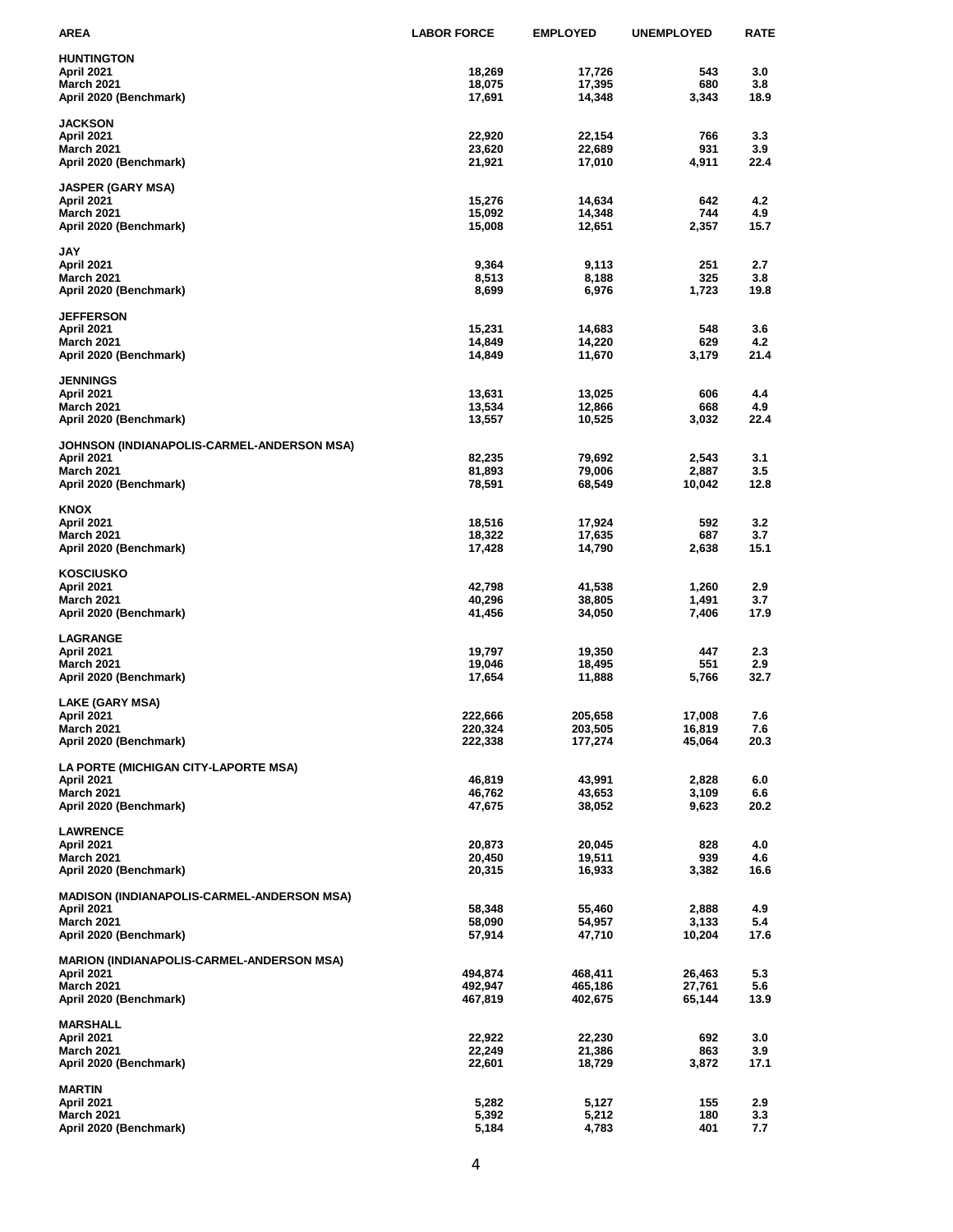| AREA | LABOR FORCE | EMPLOYED | UNEMPLOYED | RATE |
|---|---|---|---|---|
| **HUNTINGTON** | | | | |
| April 2021 | 18,269 | 17,726 | 543 | 3.0 |
| March 2021 | 18,075 | 17,395 | 680 | 3.8 |
| April 2020 (Benchmark) | 17,691 | 14,348 | 3,343 | 18.9 |
| **JACKSON** | | | | |
| April 2021 | 22,920 | 22,154 | 766 | 3.3 |
| March 2021 | 23,620 | 22,689 | 931 | 3.9 |
| April 2020 (Benchmark) | 21,921 | 17,010 | 4,911 | 22.4 |
| **JASPER (GARY MSA)** | | | | |
| April 2021 | 15,276 | 14,634 | 642 | 4.2 |
| March 2021 | 15,092 | 14,348 | 744 | 4.9 |
| April 2020 (Benchmark) | 15,008 | 12,651 | 2,357 | 15.7 |
| **JAY** | | | | |
| April 2021 | 9,364 | 9,113 | 251 | 2.7 |
| March 2021 | 8,513 | 8,188 | 325 | 3.8 |
| April 2020 (Benchmark) | 8,699 | 6,976 | 1,723 | 19.8 |
| **JEFFERSON** | | | | |
| April 2021 | 15,231 | 14,683 | 548 | 3.6 |
| March 2021 | 14,849 | 14,220 | 629 | 4.2 |
| April 2020 (Benchmark) | 14,849 | 11,670 | 3,179 | 21.4 |
| **JENNINGS** | | | | |
| April 2021 | 13,631 | 13,025 | 606 | 4.4 |
| March 2021 | 13,534 | 12,866 | 668 | 4.9 |
| April 2020 (Benchmark) | 13,557 | 10,525 | 3,032 | 22.4 |
| **JOHNSON (INDIANAPOLIS-CARMEL-ANDERSON MSA)** | | | | |
| April 2021 | 82,235 | 79,692 | 2,543 | 3.1 |
| March 2021 | 81,893 | 79,006 | 2,887 | 3.5 |
| April 2020 (Benchmark) | 78,591 | 68,549 | 10,042 | 12.8 |
| **KNOX** | | | | |
| April 2021 | 18,516 | 17,924 | 592 | 3.2 |
| March 2021 | 18,322 | 17,635 | 687 | 3.7 |
| April 2020 (Benchmark) | 17,428 | 14,790 | 2,638 | 15.1 |
| **KOSCIUSKO** | | | | |
| April 2021 | 42,798 | 41,538 | 1,260 | 2.9 |
| March 2021 | 40,296 | 38,805 | 1,491 | 3.7 |
| April 2020 (Benchmark) | 41,456 | 34,050 | 7,406 | 17.9 |
| **LAGRANGE** | | | | |
| April 2021 | 19,797 | 19,350 | 447 | 2.3 |
| March 2021 | 19,046 | 18,495 | 551 | 2.9 |
| April 2020 (Benchmark) | 17,654 | 11,888 | 5,766 | 32.7 |
| **LAKE (GARY MSA)** | | | | |
| April 2021 | 222,666 | 205,658 | 17,008 | 7.6 |
| March 2021 | 220,324 | 203,505 | 16,819 | 7.6 |
| April 2020 (Benchmark) | 222,338 | 177,274 | 45,064 | 20.3 |
| **LA PORTE (MICHIGAN CITY-LAPORTE MSA)** | | | | |
| April 2021 | 46,819 | 43,991 | 2,828 | 6.0 |
| March 2021 | 46,762 | 43,653 | 3,109 | 6.6 |
| April 2020 (Benchmark) | 47,675 | 38,052 | 9,623 | 20.2 |
| **LAWRENCE** | | | | |
| April 2021 | 20,873 | 20,045 | 828 | 4.0 |
| March 2021 | 20,450 | 19,511 | 939 | 4.6 |
| April 2020 (Benchmark) | 20,315 | 16,933 | 3,382 | 16.6 |
| **MADISON (INDIANAPOLIS-CARMEL-ANDERSON MSA)** | | | | |
| April 2021 | 58,348 | 55,460 | 2,888 | 4.9 |
| March 2021 | 58,090 | 54,957 | 3,133 | 5.4 |
| April 2020 (Benchmark) | 57,914 | 47,710 | 10,204 | 17.6 |
| **MARION (INDIANAPOLIS-CARMEL-ANDERSON MSA)** | | | | |
| April 2021 | 494,874 | 468,411 | 26,463 | 5.3 |
| March 2021 | 492,947 | 465,186 | 27,761 | 5.6 |
| April 2020 (Benchmark) | 467,819 | 402,675 | 65,144 | 13.9 |
| **MARSHALL** | | | | |
| April 2021 | 22,922 | 22,230 | 692 | 3.0 |
| March 2021 | 22,249 | 21,386 | 863 | 3.9 |
| April 2020 (Benchmark) | 22,601 | 18,729 | 3,872 | 17.1 |
| **MARTIN** | | | | |
| April 2021 | 5,282 | 5,127 | 155 | 2.9 |
| March 2021 | 5,392 | 5,212 | 180 | 3.3 |
| April 2020 (Benchmark) | 5,184 | 4,783 | 401 | 7.7 |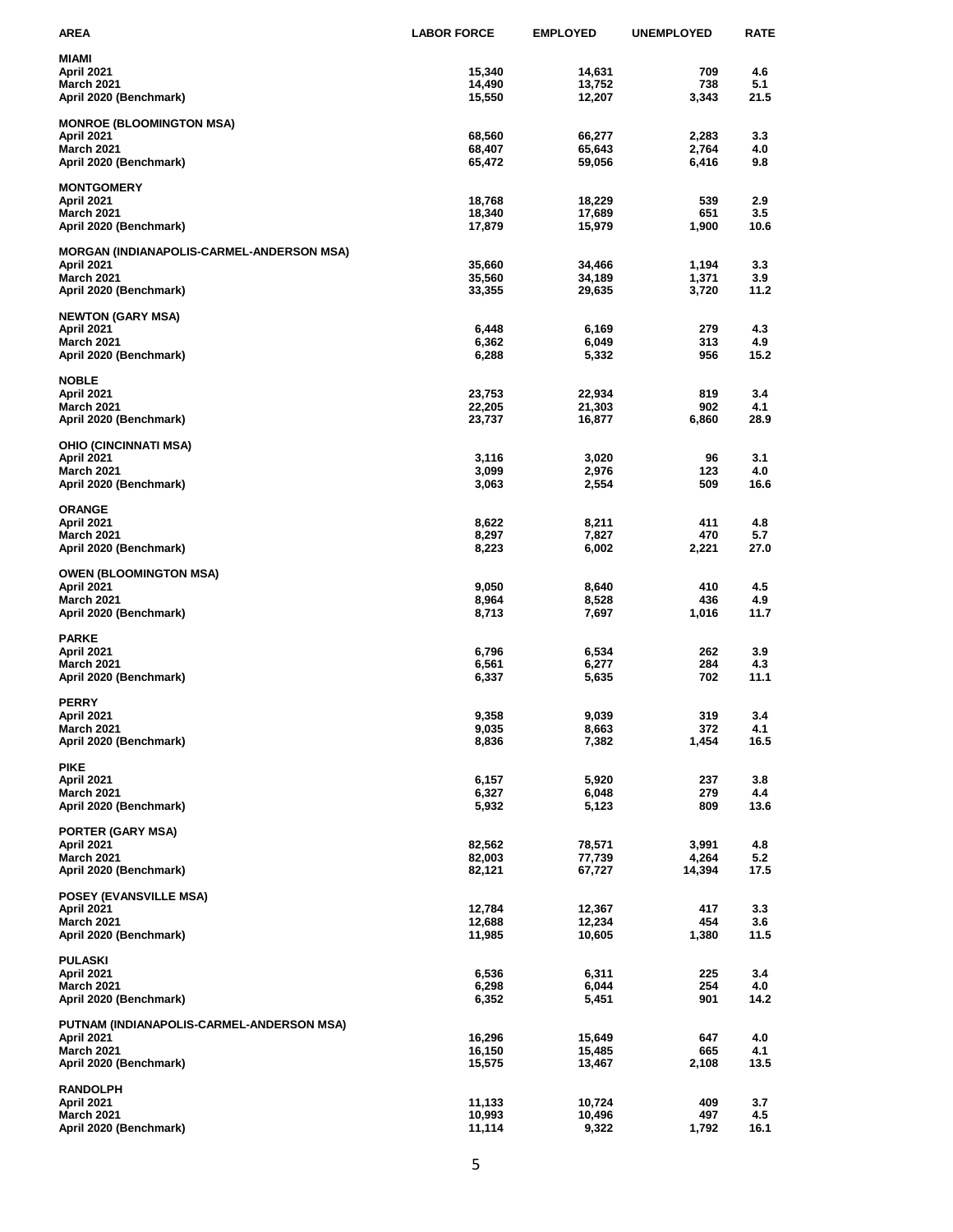| AREA | LABOR FORCE | EMPLOYED | UNEMPLOYED | RATE |
|---|---|---|---|---|
| **MIAMI** | | | | |
| April 2021 | 15,340 | 14,631 | 709 | 4.6 |
| March 2021 | 14,490 | 13,752 | 738 | 5.1 |
| April 2020 (Benchmark) | 15,550 | 12,207 | 3,343 | 21.5 |
| **MONROE (BLOOMINGTON MSA)** | | | | |
| April 2021 | 68,560 | 66,277 | 2,283 | 3.3 |
| March 2021 | 68,407 | 65,643 | 2,764 | 4.0 |
| April 2020 (Benchmark) | 65,472 | 59,056 | 6,416 | 9.8 |
| **MONTGOMERY** | | | | |
| April 2021 | 18,768 | 18,229 | 539 | 2.9 |
| March 2021 | 18,340 | 17,689 | 651 | 3.5 |
| April 2020 (Benchmark) | 17,879 | 15,979 | 1,900 | 10.6 |
| **MORGAN (INDIANAPOLIS-CARMEL-ANDERSON MSA)** | | | | |
| April 2021 | 35,660 | 34,466 | 1,194 | 3.3 |
| March 2021 | 35,560 | 34,189 | 1,371 | 3.9 |
| April 2020 (Benchmark) | 33,355 | 29,635 | 3,720 | 11.2 |
| **NEWTON (GARY MSA)** | | | | |
| April 2021 | 6,448 | 6,169 | 279 | 4.3 |
| March 2021 | 6,362 | 6,049 | 313 | 4.9 |
| April 2020 (Benchmark) | 6,288 | 5,332 | 956 | 15.2 |
| **NOBLE** | | | | |
| April 2021 | 23,753 | 22,934 | 819 | 3.4 |
| March 2021 | 22,205 | 21,303 | 902 | 4.1 |
| April 2020 (Benchmark) | 23,737 | 16,877 | 6,860 | 28.9 |
| **OHIO (CINCINNATI MSA)** | | | | |
| April 2021 | 3,116 | 3,020 | 96 | 3.1 |
| March 2021 | 3,099 | 2,976 | 123 | 4.0 |
| April 2020 (Benchmark) | 3,063 | 2,554 | 509 | 16.6 |
| **ORANGE** | | | | |
| April 2021 | 8,622 | 8,211 | 411 | 4.8 |
| March 2021 | 8,297 | 7,827 | 470 | 5.7 |
| April 2020 (Benchmark) | 8,223 | 6,002 | 2,221 | 27.0 |
| **OWEN (BLOOMINGTON MSA)** | | | | |
| April 2021 | 9,050 | 8,640 | 410 | 4.5 |
| March 2021 | 8,964 | 8,528 | 436 | 4.9 |
| April 2020 (Benchmark) | 8,713 | 7,697 | 1,016 | 11.7 |
| **PARKE** | | | | |
| April 2021 | 6,796 | 6,534 | 262 | 3.9 |
| March 2021 | 6,561 | 6,277 | 284 | 4.3 |
| April 2020 (Benchmark) | 6,337 | 5,635 | 702 | 11.1 |
| **PERRY** | | | | |
| April 2021 | 9,358 | 9,039 | 319 | 3.4 |
| March 2021 | 9,035 | 8,663 | 372 | 4.1 |
| April 2020 (Benchmark) | 8,836 | 7,382 | 1,454 | 16.5 |
| **PIKE** | | | | |
| April 2021 | 6,157 | 5,920 | 237 | 3.8 |
| March 2021 | 6,327 | 6,048 | 279 | 4.4 |
| April 2020 (Benchmark) | 5,932 | 5,123 | 809 | 13.6 |
| **PORTER (GARY MSA)** | | | | |
| April 2021 | 82,562 | 78,571 | 3,991 | 4.8 |
| March 2021 | 82,003 | 77,739 | 4,264 | 5.2 |
| April 2020 (Benchmark) | 82,121 | 67,727 | 14,394 | 17.5 |
| **POSEY (EVANSVILLE MSA)** | | | | |
| April 2021 | 12,784 | 12,367 | 417 | 3.3 |
| March 2021 | 12,688 | 12,234 | 454 | 3.6 |
| April 2020 (Benchmark) | 11,985 | 10,605 | 1,380 | 11.5 |
| **PULASKI** | | | | |
| April 2021 | 6,536 | 6,311 | 225 | 3.4 |
| March 2021 | 6,298 | 6,044 | 254 | 4.0 |
| April 2020 (Benchmark) | 6,352 | 5,451 | 901 | 14.2 |
| **PUTNAM (INDIANAPOLIS-CARMEL-ANDERSON MSA)** | | | | |
| April 2021 | 16,296 | 15,649 | 647 | 4.0 |
| March 2021 | 16,150 | 15,485 | 665 | 4.1 |
| April 2020 (Benchmark) | 15,575 | 13,467 | 2,108 | 13.5 |
| **RANDOLPH** | | | | |
| April 2021 | 11,133 | 10,724 | 409 | 3.7 |
| March 2021 | 10,993 | 10,496 | 497 | 4.5 |
| April 2020 (Benchmark) | 11,114 | 9,322 | 1,792 | 16.1 |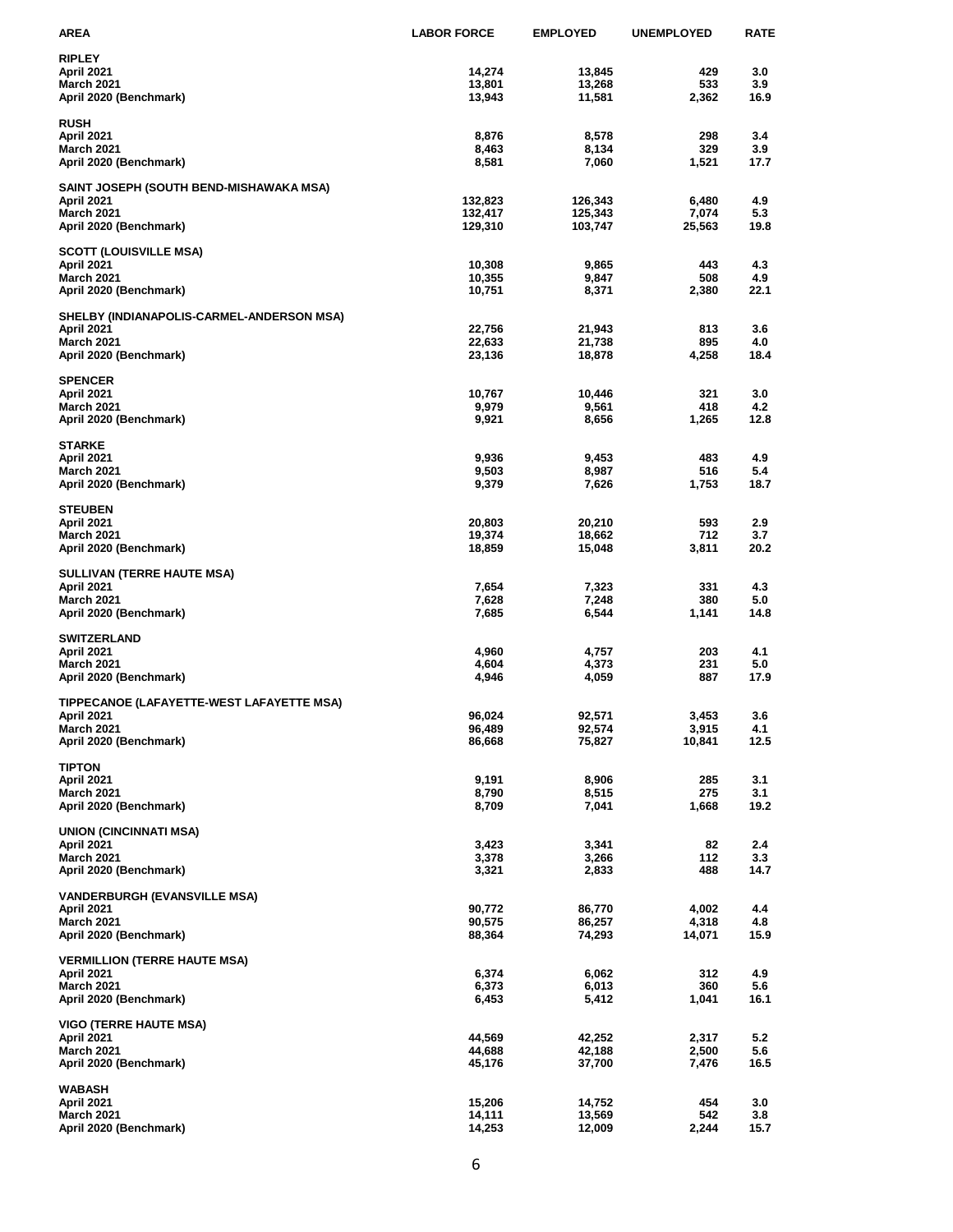| AREA | LABOR FORCE | EMPLOYED | UNEMPLOYED | RATE |
|---|---|---|---|---|
| **RIPLEY** | | | | |
| April 2021 | 14,274 | 13,845 | 429 | 3.0 |
| March 2021 | 13,801 | 13,268 | 533 | 3.9 |
| April 2020 (Benchmark) | 13,943 | 11,581 | 2,362 | 16.9 |
| **RUSH** | | | | |
| April 2021 | 8,876 | 8,578 | 298 | 3.4 |
| March 2021 | 8,463 | 8,134 | 329 | 3.9 |
| April 2020 (Benchmark) | 8,581 | 7,060 | 1,521 | 17.7 |
| **SAINT JOSEPH (SOUTH BEND-MISHAWAKA MSA)** | | | | |
| April 2021 | 132,823 | 126,343 | 6,480 | 4.9 |
| March 2021 | 132,417 | 125,343 | 7,074 | 5.3 |
| April 2020 (Benchmark) | 129,310 | 103,747 | 25,563 | 19.8 |
| **SCOTT (LOUISVILLE MSA)** | | | | |
| April 2021 | 10,308 | 9,865 | 443 | 4.3 |
| March 2021 | 10,355 | 9,847 | 508 | 4.9 |
| April 2020 (Benchmark) | 10,751 | 8,371 | 2,380 | 22.1 |
| **SHELBY (INDIANAPOLIS-CARMEL-ANDERSON MSA)** | | | | |
| April 2021 | 22,756 | 21,943 | 813 | 3.6 |
| March 2021 | 22,633 | 21,738 | 895 | 4.0 |
| April 2020 (Benchmark) | 23,136 | 18,878 | 4,258 | 18.4 |
| **SPENCER** | | | | |
| April 2021 | 10,767 | 10,446 | 321 | 3.0 |
| March 2021 | 9,979 | 9,561 | 418 | 4.2 |
| April 2020 (Benchmark) | 9,921 | 8,656 | 1,265 | 12.8 |
| **STARKE** | | | | |
| April 2021 | 9,936 | 9,453 | 483 | 4.9 |
| March 2021 | 9,503 | 8,987 | 516 | 5.4 |
| April 2020 (Benchmark) | 9,379 | 7,626 | 1,753 | 18.7 |
| **STEUBEN** | | | | |
| April 2021 | 20,803 | 20,210 | 593 | 2.9 |
| March 2021 | 19,374 | 18,662 | 712 | 3.7 |
| April 2020 (Benchmark) | 18,859 | 15,048 | 3,811 | 20.2 |
| **SULLIVAN (TERRE HAUTE MSA)** | | | | |
| April 2021 | 7,654 | 7,323 | 331 | 4.3 |
| March 2021 | 7,628 | 7,248 | 380 | 5.0 |
| April 2020 (Benchmark) | 7,685 | 6,544 | 1,141 | 14.8 |
| **SWITZERLAND** | | | | |
| April 2021 | 4,960 | 4,757 | 203 | 4.1 |
| March 2021 | 4,604 | 4,373 | 231 | 5.0 |
| April 2020 (Benchmark) | 4,946 | 4,059 | 887 | 17.9 |
| **TIPPECANOE (LAFAYETTE-WEST LAFAYETTE MSA)** | | | | |
| April 2021 | 96,024 | 92,571 | 3,453 | 3.6 |
| March 2021 | 96,489 | 92,574 | 3,915 | 4.1 |
| April 2020 (Benchmark) | 86,668 | 75,827 | 10,841 | 12.5 |
| **TIPTON** | | | | |
| April 2021 | 9,191 | 8,906 | 285 | 3.1 |
| March 2021 | 8,790 | 8,515 | 275 | 3.1 |
| April 2020 (Benchmark) | 8,709 | 7,041 | 1,668 | 19.2 |
| **UNION (CINCINNATI MSA)** | | | | |
| April 2021 | 3,423 | 3,341 | 82 | 2.4 |
| March 2021 | 3,378 | 3,266 | 112 | 3.3 |
| April 2020 (Benchmark) | 3,321 | 2,833 | 488 | 14.7 |
| **VANDERBURGH (EVANSVILLE MSA)** | | | | |
| April 2021 | 90,772 | 86,770 | 4,002 | 4.4 |
| March 2021 | 90,575 | 86,257 | 4,318 | 4.8 |
| April 2020 (Benchmark) | 88,364 | 74,293 | 14,071 | 15.9 |
| **VERMILLION (TERRE HAUTE MSA)** | | | | |
| April 2021 | 6,374 | 6,062 | 312 | 4.9 |
| March 2021 | 6,373 | 6,013 | 360 | 5.6 |
| April 2020 (Benchmark) | 6,453 | 5,412 | 1,041 | 16.1 |
| **VIGO (TERRE HAUTE MSA)** | | | | |
| April 2021 | 44,569 | 42,252 | 2,317 | 5.2 |
| March 2021 | 44,688 | 42,188 | 2,500 | 5.6 |
| April 2020 (Benchmark) | 45,176 | 37,700 | 7,476 | 16.5 |
| **WABASH** | | | | |
| April 2021 | 15,206 | 14,752 | 454 | 3.0 |
| March 2021 | 14,111 | 13,569 | 542 | 3.8 |
| April 2020 (Benchmark) | 14,253 | 12,009 | 2,244 | 15.7 |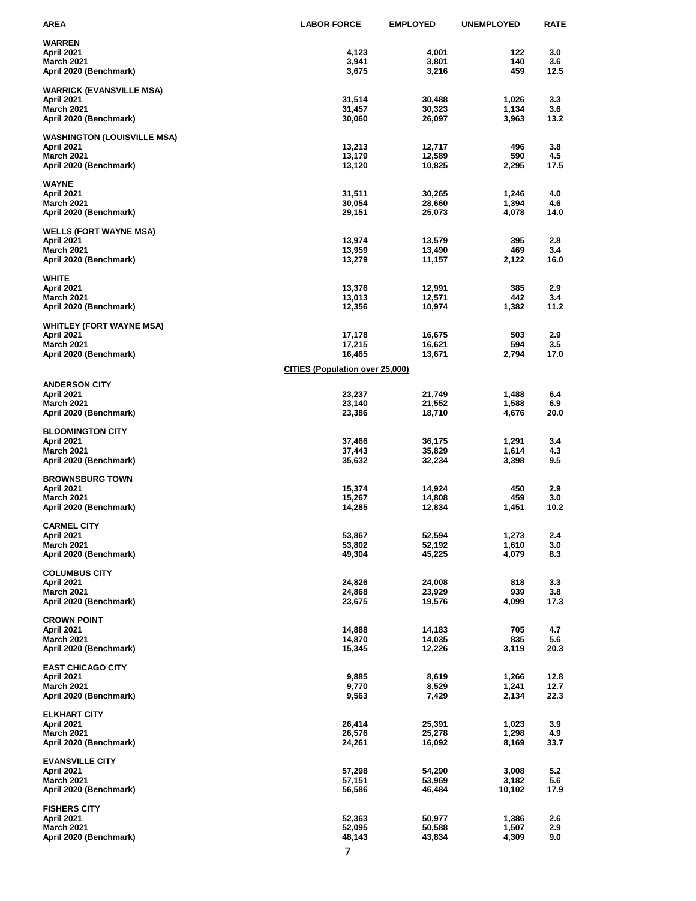| AREA | LABOR FORCE | EMPLOYED | UNEMPLOYED | RATE |
|---|---|---|---|---|
| **WARREN** | | | | |
| April 2021 | 4,123 | 4,001 | 122 | 3.0 |
| March 2021 | 3,941 | 3,801 | 140 | 3.6 |
| April 2020 (Benchmark) | 3,675 | 3,216 | 459 | 12.5 |
| **WARRICK (EVANSVILLE MSA)** | | | | |
| April 2021 | 31,514 | 30,488 | 1,026 | 3.3 |
| March 2021 | 31,457 | 30,323 | 1,134 | 3.6 |
| April 2020 (Benchmark) | 30,060 | 26,097 | 3,963 | 13.2 |
| **WASHINGTON (LOUISVILLE MSA)** | | | | |
| April 2021 | 13,213 | 12,717 | 496 | 3.8 |
| March 2021 | 13,179 | 12,589 | 590 | 4.5 |
| April 2020 (Benchmark) | 13,120 | 10,825 | 2,295 | 17.5 |
| **WAYNE** | | | | |
| April 2021 | 31,511 | 30,265 | 1,246 | 4.0 |
| March 2021 | 30,054 | 28,660 | 1,394 | 4.6 |
| April 2020 (Benchmark) | 29,151 | 25,073 | 4,078 | 14.0 |
| **WELLS (FORT WAYNE MSA)** | | | | |
| April 2021 | 13,974 | 13,579 | 395 | 2.8 |
| March 2021 | 13,959 | 13,490 | 469 | 3.4 |
| April 2020 (Benchmark) | 13,279 | 11,157 | 2,122 | 16.0 |
| **WHITE** | | | | |
| April 2021 | 13,376 | 12,991 | 385 | 2.9 |
| March 2021 | 13,013 | 12,571 | 442 | 3.4 |
| April 2020 (Benchmark) | 12,356 | 10,974 | 1,382 | 11.2 |
| **WHITLEY (FORT WAYNE MSA)** | | | | |
| April 2021 | 17,178 | 16,675 | 503 | 2.9 |
| March 2021 | 17,215 | 16,621 | 594 | 3.5 |
| April 2020 (Benchmark) | 16,465 | 13,671 | 2,794 | 17.0 |
| | **CITIES (Population over 25,000)** | | | |
| **ANDERSON CITY** | | | | |
| April 2021 | 23,237 | 21,749 | 1,488 | 6.4 |
| March 2021 | 23,140 | 21,552 | 1,588 | 6.9 |
| April 2020 (Benchmark) | 23,386 | 18,710 | 4,676 | 20.0 |
| **BLOOMINGTON CITY** | | | | |
| April 2021 | 37,466 | 36,175 | 1,291 | 3.4 |
| March 2021 | 37,443 | 35,829 | 1,614 | 4.3 |
| April 2020 (Benchmark) | 35,632 | 32,234 | 3,398 | 9.5 |
| **BROWNSBURG TOWN** | | | | |
| April 2021 | 15,374 | 14,924 | 450 | 2.9 |
| March 2021 | 15,267 | 14,808 | 459 | 3.0 |
| April 2020 (Benchmark) | 14,285 | 12,834 | 1,451 | 10.2 |
| **CARMEL CITY** | | | | |
| April 2021 | 53,867 | 52,594 | 1,273 | 2.4 |
| March 2021 | 53,802 | 52,192 | 1,610 | 3.0 |
| April 2020 (Benchmark) | 49,304 | 45,225 | 4,079 | 8.3 |
| **COLUMBUS CITY** | | | | |
| April 2021 | 24,826 | 24,008 | 818 | 3.3 |
| March 2021 | 24,868 | 23,929 | 939 | 3.8 |
| April 2020 (Benchmark) | 23,675 | 19,576 | 4,099 | 17.3 |
| **CROWN POINT** | | | | |
| April 2021 | 14,888 | 14,183 | 705 | 4.7 |
| March 2021 | 14,870 | 14,035 | 835 | 5.6 |
| April 2020 (Benchmark) | 15,345 | 12,226 | 3,119 | 20.3 |
| **EAST CHICAGO CITY** | | | | |
| April 2021 | 9,885 | 8,619 | 1,266 | 12.8 |
| March 2021 | 9,770 | 8,529 | 1,241 | 12.7 |
| April 2020 (Benchmark) | 9,563 | 7,429 | 2,134 | 22.3 |
| **ELKHART CITY** | | | | |
| April 2021 | 26,414 | 25,391 | 1,023 | 3.9 |
| March 2021 | 26,576 | 25,278 | 1,298 | 4.9 |
| April 2020 (Benchmark) | 24,261 | 16,092 | 8,169 | 33.7 |
| **EVANSVILLE CITY** | | | | |
| April 2021 | 57,298 | 54,290 | 3,008 | 5.2 |
| March 2021 | 57,151 | 53,969 | 3,182 | 5.6 |
| April 2020 (Benchmark) | 56,586 | 46,484 | 10,102 | 17.9 |
| **FISHERS CITY** | | | | |
| April 2021 | 52,363 | 50,977 | 1,386 | 2.6 |
| March 2021 | 52,095 | 50,588 | 1,507 | 2.9 |
| April 2020 (Benchmark) | 48,143 | 43,834 | 4,309 | 9.0 |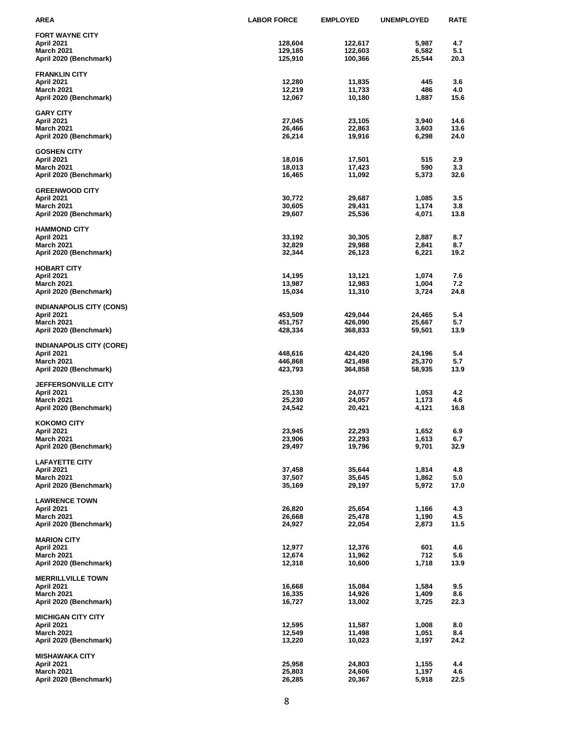| AREA | LABOR FORCE | EMPLOYED | UNEMPLOYED | RATE |
|---|---|---|---|---|
| **FORT WAYNE CITY** | | | | |
| April 2021 | 128,604 | 122,617 | 5,987 | 4.7 |
| March 2021 | 129,185 | 122,603 | 6,582 | 5.1 |
| April 2020 (Benchmark) | 125,910 | 100,366 | 25,544 | 20.3 |
| **FRANKLIN CITY** | | | | |
| April 2021 | 12,280 | 11,835 | 445 | 3.6 |
| March 2021 | 12,219 | 11,733 | 486 | 4.0 |
| April 2020 (Benchmark) | 12,067 | 10,180 | 1,887 | 15.6 |
| **GARY CITY** | | | | |
| April 2021 | 27,045 | 23,105 | 3,940 | 14.6 |
| March 2021 | 26,466 | 22,863 | 3,603 | 13.6 |
| April 2020 (Benchmark) | 26,214 | 19,916 | 6,298 | 24.0 |
| **GOSHEN CITY** | | | | |
| April 2021 | 18,016 | 17,501 | 515 | 2.9 |
| March 2021 | 18,013 | 17,423 | 590 | 3.3 |
| April 2020 (Benchmark) | 16,465 | 11,092 | 5,373 | 32.6 |
| **GREENWOOD CITY** | | | | |
| April 2021 | 30,772 | 29,687 | 1,085 | 3.5 |
| March 2021 | 30,605 | 29,431 | 1,174 | 3.8 |
| April 2020 (Benchmark) | 29,607 | 25,536 | 4,071 | 13.8 |
| **HAMMOND CITY** | | | | |
| April 2021 | 33,192 | 30,305 | 2,887 | 8.7 |
| March 2021 | 32,829 | 29,988 | 2,841 | 8.7 |
| April 2020 (Benchmark) | 32,344 | 26,123 | 6,221 | 19.2 |
| **HOBART CITY** | | | | |
| April 2021 | 14,195 | 13,121 | 1,074 | 7.6 |
| March 2021 | 13,987 | 12,983 | 1,004 | 7.2 |
| April 2020 (Benchmark) | 15,034 | 11,310 | 3,724 | 24.8 |
| **INDIANAPOLIS CITY (CONS)** | | | | |
| April 2021 | 453,509 | 429,044 | 24,465 | 5.4 |
| March 2021 | 451,757 | 426,090 | 25,667 | 5.7 |
| April 2020 (Benchmark) | 428,334 | 368,833 | 59,501 | 13.9 |
| **INDIANAPOLIS CITY (CORE)** | | | | |
| April 2021 | 448,616 | 424,420 | 24,196 | 5.4 |
| March 2021 | 446,868 | 421,498 | 25,370 | 5.7 |
| April 2020 (Benchmark) | 423,793 | 364,858 | 58,935 | 13.9 |
| **JEFFERSONVILLE CITY** | | | | |
| April 2021 | 25,130 | 24,077 | 1,053 | 4.2 |
| March 2021 | 25,230 | 24,057 | 1,173 | 4.6 |
| April 2020 (Benchmark) | 24,542 | 20,421 | 4,121 | 16.8 |
| **KOKOMO CITY** | | | | |
| April 2021 | 23,945 | 22,293 | 1,652 | 6.9 |
| March 2021 | 23,906 | 22,293 | 1,613 | 6.7 |
| April 2020 (Benchmark) | 29,497 | 19,796 | 9,701 | 32.9 |
| **LAFAYETTE CITY** | | | | |
| April 2021 | 37,458 | 35,644 | 1,814 | 4.8 |
| March 2021 | 37,507 | 35,645 | 1,862 | 5.0 |
| April 2020 (Benchmark) | 35,169 | 29,197 | 5,972 | 17.0 |
| **LAWRENCE TOWN** | | | | |
| April 2021 | 26,820 | 25,654 | 1,166 | 4.3 |
| March 2021 | 26,668 | 25,478 | 1,190 | 4.5 |
| April 2020 (Benchmark) | 24,927 | 22,054 | 2,873 | 11.5 |
| **MARION CITY** | | | | |
| April 2021 | 12,977 | 12,376 | 601 | 4.6 |
| March 2021 | 12,674 | 11,962 | 712 | 5.6 |
| April 2020 (Benchmark) | 12,318 | 10,600 | 1,718 | 13.9 |
| **MERRILLVILLE TOWN** | | | | |
| April 2021 | 16,668 | 15,084 | 1,584 | 9.5 |
| March 2021 | 16,335 | 14,926 | 1,409 | 8.6 |
| April 2020 (Benchmark) | 16,727 | 13,002 | 3,725 | 22.3 |
| **MICHIGAN CITY CITY** | | | | |
| April 2021 | 12,595 | 11,587 | 1,008 | 8.0 |
| March 2021 | 12,549 | 11,498 | 1,051 | 8.4 |
| April 2020 (Benchmark) | 13,220 | 10,023 | 3,197 | 24.2 |
| **MISHAWAKA CITY** | | | | |
| April 2021 | 25,958 | 24,803 | 1,155 | 4.4 |
| March 2021 | 25,803 | 24,606 | 1,197 | 4.6 |
| April 2020 (Benchmark) | 26,285 | 20,367 | 5,918 | 22.5 |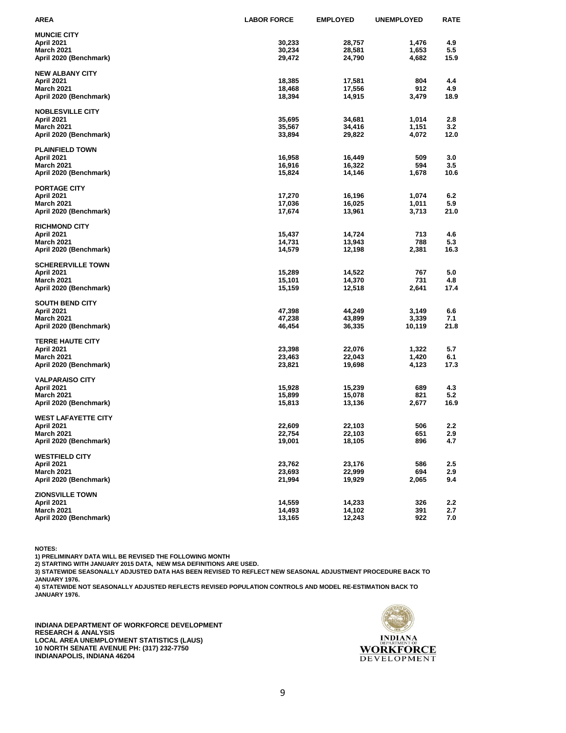| AREA | LABOR FORCE | EMPLOYED | UNEMPLOYED | RATE |
|---|---|---|---|---|
| **MUNCIE CITY** | | | | |
| April 2021 | 30,233 | 28,757 | 1,476 | 4.9 |
| March 2021 | 30,234 | 28,581 | 1,653 | 5.5 |
| April 2020 (Benchmark) | 29,472 | 24,790 | 4,682 | 15.9 |
| **NEW ALBANY CITY** | | | | |
| April 2021 | 18,385 | 17,581 | 804 | 4.4 |
| March 2021 | 18,468 | 17,556 | 912 | 4.9 |
| April 2020 (Benchmark) | 18,394 | 14,915 | 3,479 | 18.9 |
| **NOBLESVILLE CITY** | | | | |
| April 2021 | 35,695 | 34,681 | 1,014 | 2.8 |
| March 2021 | 35,567 | 34,416 | 1,151 | 3.2 |
| April 2020 (Benchmark) | 33,894 | 29,822 | 4,072 | 12.0 |
| **PLAINFIELD TOWN** | | | | |
| April 2021 | 16,958 | 16,449 | 509 | 3.0 |
| March 2021 | 16,916 | 16,322 | 594 | 3.5 |
| April 2020 (Benchmark) | 15,824 | 14,146 | 1,678 | 10.6 |
| **PORTAGE CITY** | | | | |
| April 2021 | 17,270 | 16,196 | 1,074 | 6.2 |
| March 2021 | 17,036 | 16,025 | 1,011 | 5.9 |
| April 2020 (Benchmark) | 17,674 | 13,961 | 3,713 | 21.0 |
| **RICHMOND CITY** | | | | |
| April 2021 | 15,437 | 14,724 | 713 | 4.6 |
| March 2021 | 14,731 | 13,943 | 788 | 5.3 |
| April 2020 (Benchmark) | 14,579 | 12,198 | 2,381 | 16.3 |
| **SCHERERVILLE TOWN** | | | | |
| April 2021 | 15,289 | 14,522 | 767 | 5.0 |
| March 2021 | 15,101 | 14,370 | 731 | 4.8 |
| April 2020 (Benchmark) | 15,159 | 12,518 | 2,641 | 17.4 |
| **SOUTH BEND CITY** | | | | |
| April 2021 | 47,398 | 44,249 | 3,149 | 6.6 |
| March 2021 | 47,238 | 43,899 | 3,339 | 7.1 |
| April 2020 (Benchmark) | 46,454 | 36,335 | 10,119 | 21.8 |
| **TERRE HAUTE CITY** | | | | |
| April 2021 | 23,398 | 22,076 | 1,322 | 5.7 |
| March 2021 | 23,463 | 22,043 | 1,420 | 6.1 |
| April 2020 (Benchmark) | 23,821 | 19,698 | 4,123 | 17.3 |
| **VALPARAISO CITY** | | | | |
| April 2021 | 15,928 | 15,239 | 689 | 4.3 |
| March 2021 | 15,899 | 15,078 | 821 | 5.2 |
| April 2020 (Benchmark) | 15,813 | 13,136 | 2,677 | 16.9 |
| **WEST LAFAYETTE CITY** | | | | |
| April 2021 | 22,609 | 22,103 | 506 | 2.2 |
| March 2021 | 22,754 | 22,103 | 651 | 2.9 |
| April 2020 (Benchmark) | 19,001 | 18,105 | 896 | 4.7 |
| **WESTFIELD CITY** | | | | |
| April 2021 | 23,762 | 23,176 | 586 | 2.5 |
| March 2021 | 23,693 | 22,999 | 694 | 2.9 |
| April 2020 (Benchmark) | 21,994 | 19,929 | 2,065 | 9.4 |
| **ZIONSVILLE TOWN** | | | | |
| April 2021 | 14,559 | 14,233 | 326 | 2.2 |
| March 2021 | 14,493 | 14,102 | 391 | 2.7 |
| April 2020 (Benchmark) | 13,165 | 12,243 | 922 | 7.0 |

**NOTES:**

1) PRELIMINARY DATA WILL BE REVISED THE FOLLOWING MONTH
2) STARTING WITH JANUARY 2015 DATA, NEW MSA DEFINITIONS ARE USED.
3) STATEWIDE SEASONALLY ADJUSTED DATA HAS BEEN REVISED TO REFLECT NEW SEASONAL ADJUSTMENT PROCEDURE BACK TO JANUARY 1976.
4) STATEWIDE NOT SEASONALLY ADJUSTED REFLECTS REVISED POPULATION CONTROLS AND MODEL RE-ESTIMATION BACK TO JANUARY 1976.

**INDIANA DEPARTMENT OF WORKFORCE DEVELOPMENT**
**RESEARCH & ANALYSIS**
**LOCAL AREA UNEMPLOYMENT STATISTICS (LAUS)**
**10 NORTH SENATE AVENUE PH: (317) 232-7750**
**INDIANAPOLIS, INDIANA 46204**

INDIANA DEPARTMENT OF WORKFORCE DEVELOPMENT